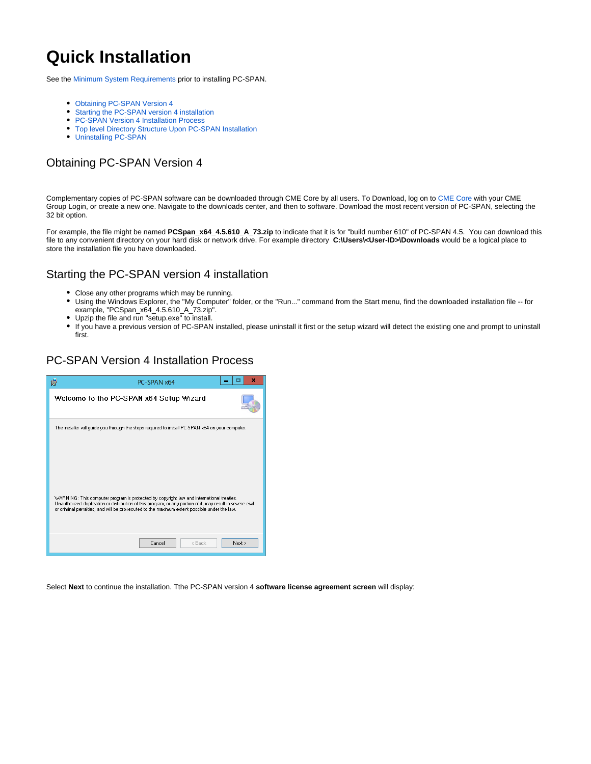# Quick Installation

See the Minimum System Requirements prior to installing PC-SPAN.

- Obtaining PC-SPAN Version 4
- Starting the PC-SPAN version 4 installation
- PC-SPAN Version 4 Installation Process
- Top level Directory Structure Upon PC-SPAN Installation
- Uninstalling PC-SPAN

## Obtaining PC-SPAN Version 4

Complementary copies of PC-SPAN software can be downloaded through CME Core by all users. To Download, log on to CME Core with your CME Group Login, or create a new one. Navigate to the downloads center, and then to software. Download the most recent version of PC-SPAN, selecting the 32 bit option.

For example, the file might be named **PCSpan_x64_4.5.610_A_73.zip** to indicate that it is for "build number 610" of PC-SPAN 4.5. You can download this file to any convenient directory on your hard disk or network drive. For example directory **C:\Users\<User-ID>\Downloads** would be a logical place to store the installation file you have downloaded.

## Starting the PC-SPAN version 4 installation

- Close any other programs which may be running.
- Using the Windows Explorer, the "My Computer" folder, or the "Run..." command from the Start menu, find the downloaded installation file -- for example, "PCSpan_x64_4.5.610_A_73.zip".
- Upzip the file and run "setup.exe" to install.
- If you have a previous version of PC-SPAN installed, please uninstall it first or the setup wizard will detect the existing one and prompt to uninstall first.

## PC-SPAN Version 4 Installation Process

Select **Next** to continue the installation. Tthe PC-SPAN version 4 **software license agreement screen** will display: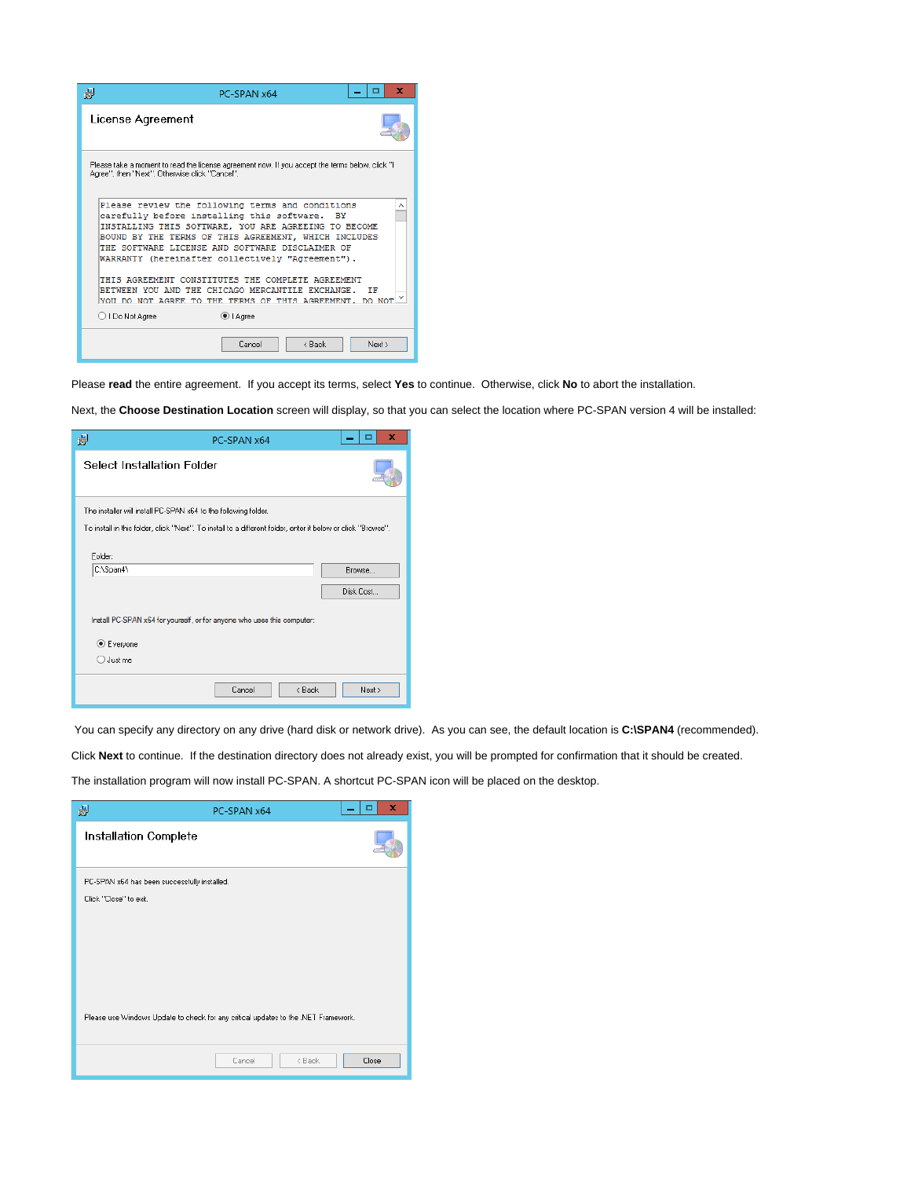Please **read** the entire agreement. If you accept its terms, select **Yes** to continue. Otherwise, click **No** to abort the installation.

Next, the **Choose Destination Location** screen will display, so that you can select the location where PC-SPAN version 4 will be installed:

You can specify any directory on any drive (hard disk or network drive). As you can see, the default location is **C:\SPAN4** (recommended).

Click **Next** to continue. If the destination directory does not already exist, you will be prompted for confirmation that it should be created.

The installation program will now install PC-SPAN. A shortcut PC-SPAN icon will be placed on the desktop.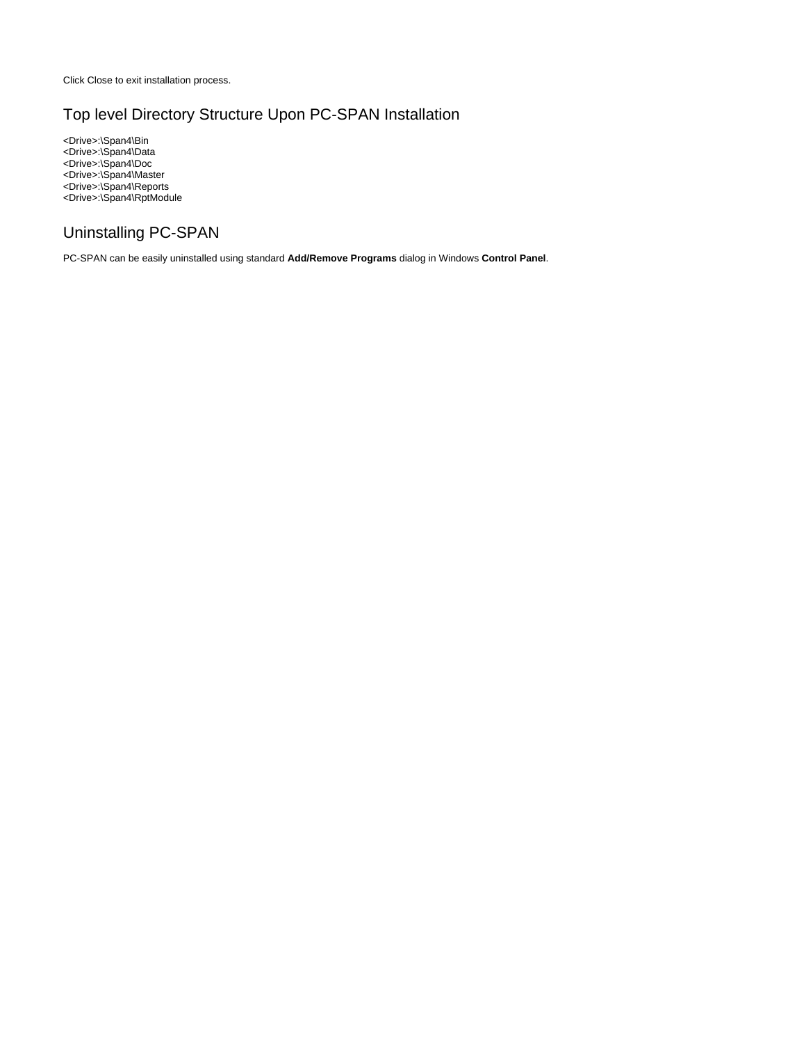Click Close to exit installation process.

## Top level Directory Structure Upon PC-SPAN Installation

<Drive>:\Span4\Bin
<Drive>:\Span4\Data
<Drive>:\Span4\Doc
<Drive>:\Span4\Master
<Drive>:\Span4\Reports
<Drive>:\Span4\RptModule

## Uninstalling PC-SPAN

PC-SPAN can be easily uninstalled using standard **Add/Remove Programs** dialog in Windows **Control Panel**.